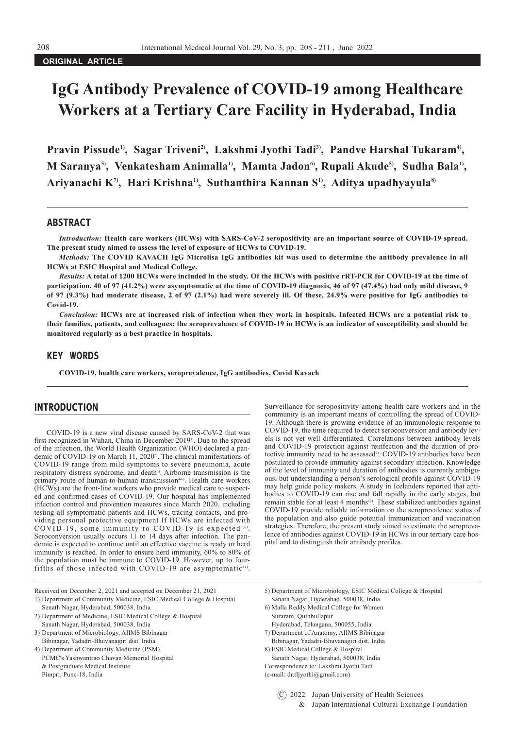**ORIGINAL ARTICLE**

# IgG Antibody Prevalence of COVID-19 among Healthcare Workers at a Tertiary Care Facility in Hyderabad, India

**Pravin Pissude[1], Sagar Triveni[2], Lakshmi Jyothi Tadi[3], Pandve Harshal Tukaram[4], M Saranya[5], Venkatesham Animalla[1], Mamta Jadon[6], Rupali Akude[5], Sudha Bala[1], Ariyanachi K[7], Hari Krishna[1], Suthanthira Kannan S[1], Aditya upadhyayula[8]**

## ABSTRACT

*Introduction:* **Health care workers (HCWs) with SARS-CoV-2 seropositivity are an important source of COVID-19 spread. The present study aimed to assess the level of exposure of HCWs to COVID-19.**

*Methods:* **The COVID KAVACH IgG Microlisa IgG antibodies kit was used to determine the antibody prevalence in all HCWs at ESIC Hospital and Medical College.**

*Results:* **A total of 1200 HCWs were included in the study. Of the HCWs with positive rRT-PCR for COVID-19 at the time of participation, 40 of 97 (41.2%) were asymptomatic at the time of COVID-19 diagnosis, 46 of 97 (47.4%) had only mild disease, 9 of 97 (9.3%) had moderate disease, 2 of 97 (2.1%) had were severely ill. Of these, 24.9% were positive for IgG antibodies to Covid-19.**

*Conclusion:* **HCWs are at increased risk of infection when they work in hospitals. Infected HCWs are a potential risk to their families, patients, and colleagues; the seroprevalence of COVID-19 in HCWs is an indicator of susceptibility and should be monitored regularly as a best practice in hospitals.**

## KEY WORDS

**COVID-19, health care workers, seroprevalence, IgG antibodies, Covid Kavach**

## INTRODUCTION

COVID-19 is a new viral disease caused by SARS-CoV-2 that was first recognized in Wuhan, China in December 2019[1]. Due to the spread of the infection, the World Health Organization (WHO) declared a pandemic of COVID-19 on March 11, 2020[2]. The clinical manifestations of COVID-19 range from mild symptoms to severe pneumonia, acute respiratory distress syndrome, and death[3]. Airborne transmission is the primary route of human-to-human transmission[4-6]. Health care workers (HCWs) are the front-line workers who provide medical care to suspected and confirmed cases of COVID-19. Our hospital has implemented infection control and prevention measures since March 2020, including testing all symptomatic patients and HCWs, tracing contacts, and providing personal protective equipment If HCWs are infected with COVID-19, some immunity to COVID-19 is expected[7,8]. Seroconversion usually occurs 11 to 14 days after infection. The pandemic is expected to continue until an effective vaccine is ready or herd immunity is reached. In order to ensure herd immunity, 60% to 80% of the population must be immune to COVID-19. However, up to four-fifths of those infected with COVID-19 are asymptomatic[11]. Surveillance for seropositivity among health care workers and in the community is an important means of controlling the spread of COVID-19. Although there is growing evidence of an immunologic response to COVID-19, the time required to detect seroconversion and antibody levels is not yet well differentiated. Correlations between antibody levels and COVID-19 protection against reinfection and the duration of protective immunity need to be assessed[9]. COVID-19 antibodies have been postulated to provide immunity against secondary infection. Knowledge of the level of immunity and duration of antibodies is currently ambiguous, but understanding a person's serological profile against COVID-19 may help guide policy makers. A study in Icelanders reported that antibodies to COVID-19 can rise and fall rapidly in the early stages, but remain stable for at least 4 months[12]. These stabilized antibodies against COVID-19 provide reliable information on the seroprevalence status of the population and also guide potential immunization and vaccination strategies. Therefore, the present study aimed to estimate the seroprevalence of antibodies against COVID-19 in HCWs in our tertiary care hospital and to distinguish their antibody profiles.

---

Received on December 2, 2021 and accepted on December 21, 2021

1) Department of Community Medicine, ESIC Medical College & Hospital Senath Nagar, Hyderabad, 500038, India
2) Department of Medicine, ESIC Medical College & Hospital Sanath Nagar, Hyderabad, 500038, India
3) Department of Microbiology, AIIMS Bibinagar Bibinagar, Yadadri-Bhuvanagiri dist. India
4) Department of Community Medicine (PSM), PCMC's Yashwantrao Chavan Memorial Hospital & Postgraduate Medical Institute Pimpri, Pune-18, India
5) Department of Microbiology, ESIC Medical College & Hospital Sanath Nagar, Hyderabad, 500038, India
6) Malla Reddy Medical College for Women Suraram, Quthbullapur Hyderabad, Telangana, 500055, India
7) Department of Anatomy, AIIMS Bibinagar Bibinagar, Yadadri-Bhuvanagiri dist. India
8) ESIC Medical College & Hospital Sanath Nagar, Hyderabad, 500038, India

Correspondence to: Lakshmi Jyothi Tadi (e-mail: dr.tljyothi@gmail.com)

© 2022 Japan University of Health Sciences & Japan International Cultural Exchange Foundation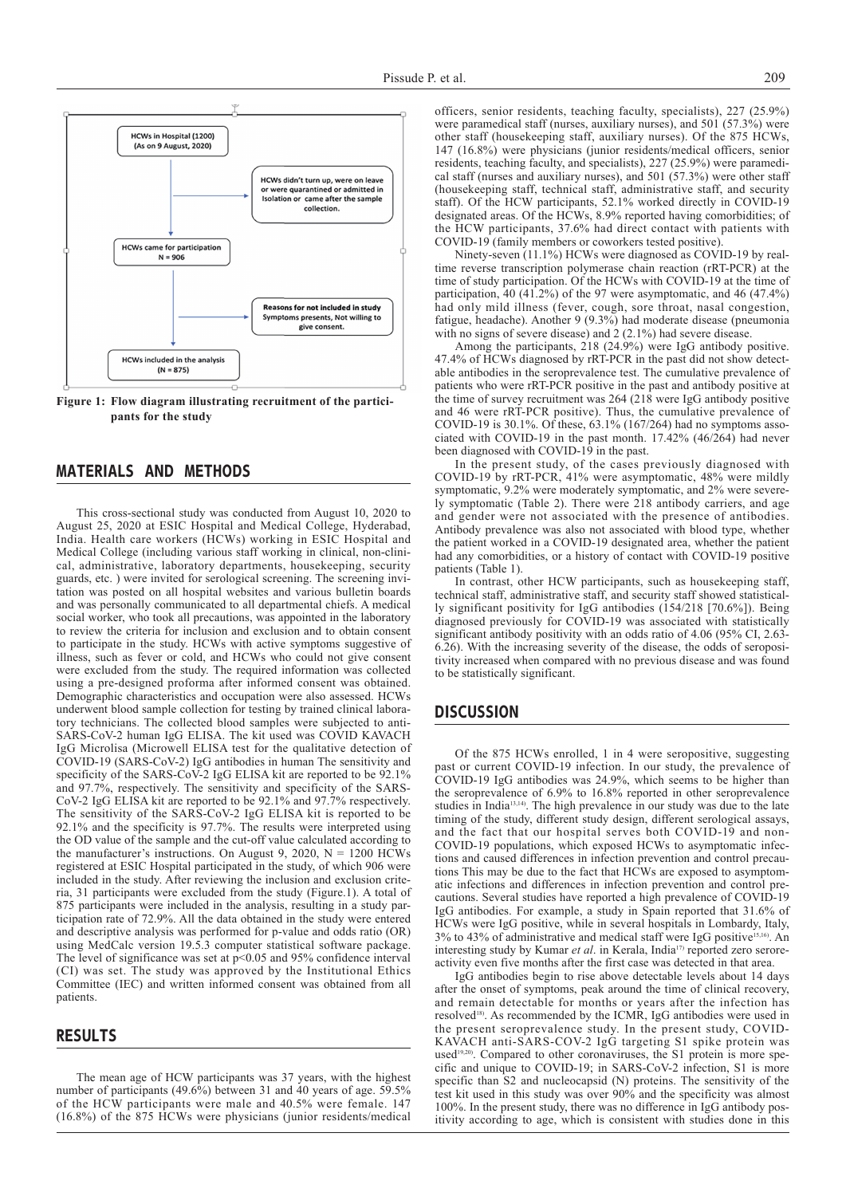HCWs in Hospital (1200)
(As on 9 August, 2020)

HCWs didn't turn up, were on leave or were quarantined or admitted in Isolation or came after the sample collection.

HCWs came for participation
N = 906

Reasons for not included in study
Symptoms presents, Not willing to give consent.

HCWs included in the analysis
(N = 875)

**Figure 1: Flow diagram illustrating recruitment of the participants for the study**

## MATERIALS AND METHODS

This cross-sectional study was conducted from August 10, 2020 to August 25, 2020 at ESIC Hospital and Medical College, Hyderabad, India. Health care workers (HCWs) working in ESIC Hospital and Medical College (including various staff working in clinical, non-clinical, administrative, laboratory departments, housekeeping, security guards, etc. ) were invited for serological screening. The screening invitation was posted on all hospital websites and various bulletin boards and was personally communicated to all departmental chiefs. A medical social worker, who took all precautions, was appointed in the laboratory to review the criteria for inclusion and exclusion and to obtain consent to participate in the study. HCWs with active symptoms suggestive of illness, such as fever or cold, and HCWs who could not give consent were excluded from the study. The required information was collected using a pre-designed proforma after informed consent was obtained. Demographic characteristics and occupation were also assessed. HCWs underwent blood sample collection for testing by trained clinical laboratory technicians. The collected blood samples were subjected to anti-SARS-CoV-2 human IgG ELISA. The kit used was COVID KAVACH IgG Microlisa (Microwell ELISA test for the qualitative detection of COVID-19 (SARS-CoV-2) IgG antibodies in human The sensitivity and specificity of the SARS-CoV-2 IgG ELISA kit are reported to be 92.1% and 97.7%, respectively. The sensitivity and specificity of the SARS-CoV-2 IgG ELISA kit are reported to be 92.1% and 97.7% respectively. The sensitivity of the SARS-CoV-2 IgG ELISA kit is reported to be 92.1% and the specificity is 97.7%. The results were interpreted using the OD value of the sample and the cut-off value calculated according to the manufacturer's instructions. On August 9, 2020, N = 1200 HCWs registered at ESIC Hospital participated in the study, of which 906 were included in the study. After reviewing the inclusion and exclusion criteria, 31 participants were excluded from the study (Figure.1). A total of 875 participants were included in the analysis, resulting in a study participation rate of 72.9%. All the data obtained in the study were entered and descriptive analysis was performed for p-value and odds ratio (OR) using MedCalc version 19.5.3 computer statistical software package. The level of significance was set at $p<0.05$ and 95% confidence interval (CI) was set. The study was approved by the Institutional Ethics Committee (IEC) and written informed consent was obtained from all patients.

## RESULTS

The mean age of HCW participants was 37 years, with the highest number of participants (49.6%) between 31 and 40 years of age. 59.5% of the HCW participants were male and 40.5% were female. 147 (16.8%) of the 875 HCWs were physicians (junior residents/medical officers, senior residents, teaching faculty, specialists), 227 (25.9%) were paramedical staff (nurses, auxiliary nurses), and 501 (57.3%) were other staff (housekeeping staff, auxiliary nurses). Of the 875 HCWs, 147 (16.8%) were physicians (junior residents/medical officers, senior residents, teaching faculty, and specialists), 227 (25.9%) were paramedical staff (nurses and auxiliary nurses), and 501 (57.3%) were other staff (housekeeping staff, technical staff, administrative staff, and security staff). Of the HCW participants, 52.1% worked directly in COVID-19 designated areas. Of the HCWs, 8.9% reported having comorbidities; of the HCW participants, 37.6% had direct contact with patients with COVID-19 (family members or coworkers tested positive).

Ninety-seven (11.1%) HCWs were diagnosed as COVID-19 by real-time reverse transcription polymerase chain reaction (rRT-PCR) at the time of study participation. Of the HCWs with COVID-19 at the time of participation, 40 (41.2%) of the 97 were asymptomatic, and 46 (47.4%) had only mild illness (fever, cough, sore throat, nasal congestion, fatigue, headache). Another 9 (9.3%) had moderate disease (pneumonia with no signs of severe disease) and 2 (2.1%) had severe disease.

Among the participants, 218 (24.9%) were IgG antibody positive. 47.4% of HCWs diagnosed by rRT-PCR in the past did not show detectable antibodies in the seroprevalence test. The cumulative prevalence of patients who were rRT-PCR positive in the past and antibody positive at the time of survey recruitment was 264 (218 were IgG antibody positive and 46 were rRT-PCR positive). Thus, the cumulative prevalence of COVID-19 is 30.1%. Of these, 63.1% (167/264) had no symptoms associated with COVID-19 in the past month. 17.42% (46/264) had never been diagnosed with COVID-19 in the past.

In the present study, of the cases previously diagnosed with COVID-19 by rRT-PCR, 41% were asymptomatic, 48% were mildly symptomatic, 9.2% were moderately symptomatic, and 2% were severely symptomatic (Table 2). There were 218 antibody carriers, and age and gender were not associated with the presence of antibodies. Antibody prevalence was also not associated with blood type, whether the patient worked in a COVID-19 designated area, whether the patient had any comorbidities, or a history of contact with COVID-19 positive patients (Table 1).

In contrast, other HCW participants, such as housekeeping staff, technical staff, administrative staff, and security staff showed statistically significant positivity for IgG antibodies (154/218 [70.6%]). Being diagnosed previously for COVID-19 was associated with statistically significant antibody positivity with an odds ratio of 4.06 (95% CI, 2.63-6.26). With the increasing severity of the disease, the odds of seropositivity increased when compared with no previous disease and was found to be statistically significant.

## DISCUSSION

Of the 875 HCWs enrolled, 1 in 4 were seropositive, suggesting past or current COVID-19 infection. In our study, the prevalence of COVID-19 IgG antibodies was 24.9%, which seems to be higher than the seroprevalence of 6.9% to 16.8% reported in other seroprevalence studies in India[13,14]. The high prevalence in our study was due to the late timing of the study, different study design, different serological assays, and the fact that our hospital serves both COVID-19 and non-COVID-19 populations, which exposed HCWs to asymptomatic infections and caused differences in infection prevention and control precautions This may be due to the fact that HCWs are exposed to asymptomatic infections and differences in infection prevention and control precautions. Several studies have reported a high prevalence of COVID-19 IgG antibodies. For example, a study in Spain reported that 31.6% of HCWs were IgG positive, while in several hospitals in Lombardy, Italy, 3% to 43% of administrative and medical staff were IgG positive[15,16]. An interesting study by Kumar *et al*. in Kerala, India[17] reported zero seroreactivity even five months after the first case was detected in that area.

IgG antibodies begin to rise above detectable levels about 14 days after the onset of symptoms, peak around the time of clinical recovery, and remain detectable for months or years after the infection has resolved[18]. As recommended by the ICMR, IgG antibodies were used in the present seroprevalence study. In the present study, COVID-KAVACH anti-SARS-COV-2 IgG targeting S1 spike protein was used[19,20]. Compared to other coronaviruses, the S1 protein is more specific and unique to COVID-19; in SARS-CoV-2 infection, S1 is more specific than S2 and nucleocapsid (N) proteins. The sensitivity of the test kit used in this study was over 90% and the specificity was almost 100%. In the present study, there was no difference in IgG antibody positivity according to age, which is consistent with studies done in this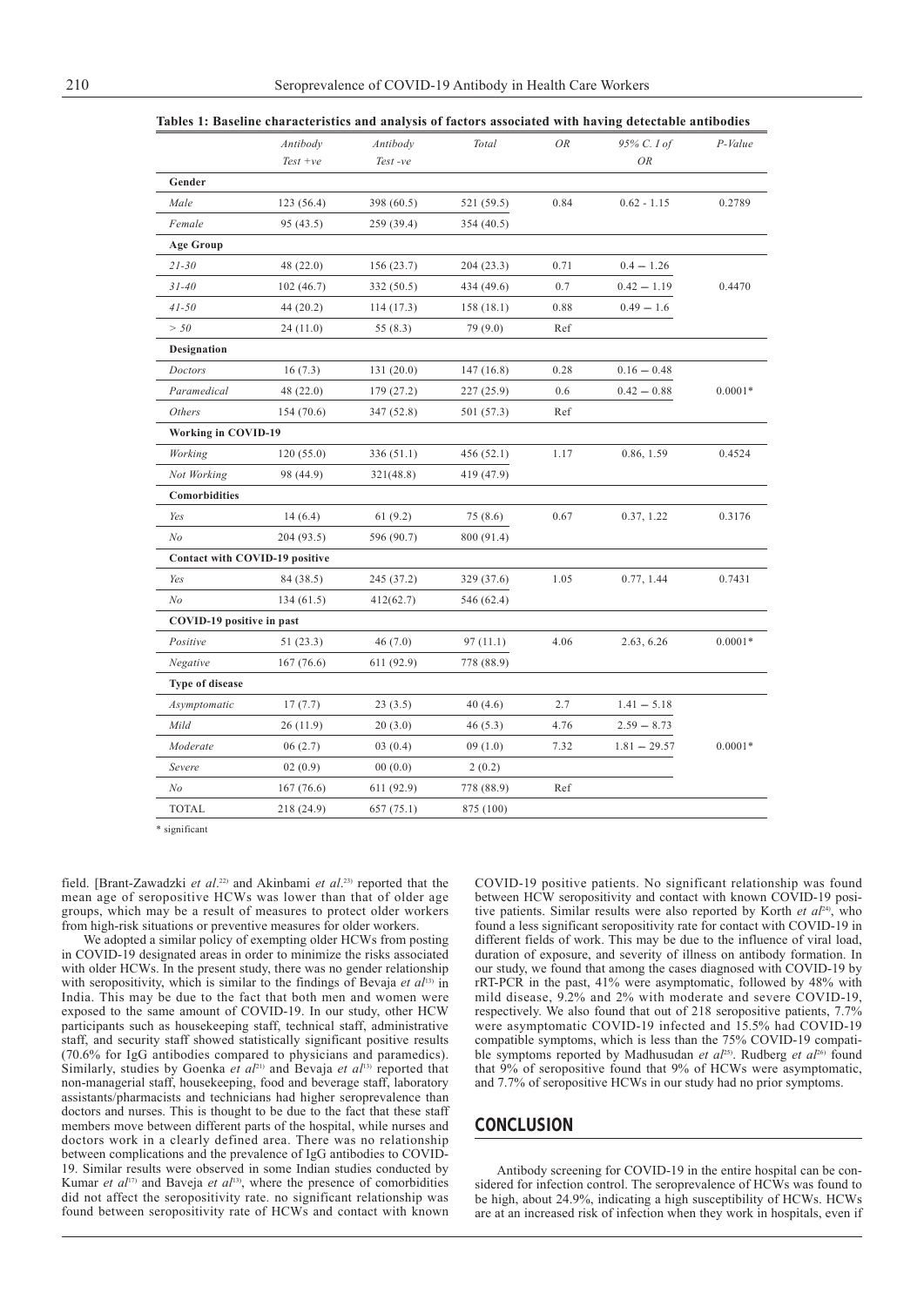**Tables 1: Baseline characteristics and analysis of factors associated with having detectable antibodies**

| | *Antibody Test +ve* | *Antibody Test -ve* | *Total* | *OR* | *95% C. I of OR* | *P-Value* |
|---|---|---|---|---|---|---|
| **Gender** | | | | | | |
| *Male* | 123 (56.4) | 398 (60.5) | 521 (59.5) | 0.84 | 0.62 - 1.15 | 0.2789 |
| *Female* | 95 (43.5) | 259 (39.4) | 354 (40.5) | | | |
| **Age Group** | | | | | | |
| *21-30* | 48 (22.0) | 156 (23.7) | 204 (23.3) | 0.71 | 0.4 – 1.26 | |
| *31-40* | 102 (46.7) | 332 (50.5) | 434 (49.6) | 0.7 | 0.42 – 1.19 | 0.4470 |
| *41-50* | 44 (20.2) | 114 (17.3) | 158 (18.1) | 0.88 | 0.49 – 1.6 | |
| *> 50* | 24 (11.0) | 55 (8.3) | 79 (9.0) | Ref | | |
| **Designation** | | | | | | |
| *Doctors* | 16 (7.3) | 131 (20.0) | 147 (16.8) | 0.28 | 0.16 – 0.48 | |
| *Paramedical* | 48 (22.0) | 179 (27.2) | 227 (25.9) | 0.6 | 0.42 – 0.88 | 0.0001* |
| *Others* | 154 (70.6) | 347 (52.8) | 501 (57.3) | Ref | | |
| **Working in COVID-19** | | | | | | |
| *Working* | 120 (55.0) | 336 (51.1) | 456 (52.1) | 1.17 | 0.86, 1.59 | 0.4524 |
| *Not Working* | 98 (44.9) | 321(48.8) | 419 (47.9) | | | |
| **Comorbidities** | | | | | | |
| *Yes* | 14 (6.4) | 61 (9.2) | 75 (8.6) | 0.67 | 0.37, 1.22 | 0.3176 |
| *No* | 204 (93.5) | 596 (90.7) | 800 (91.4) | | | |
| **Contact with COVID-19 positive** | | | | | | |
| *Yes* | 84 (38.5) | 245 (37.2) | 329 (37.6) | 1.05 | 0.77, 1.44 | 0.7431 |
| *No* | 134 (61.5) | 412(62.7) | 546 (62.4) | | | |
| **COVID-19 positive in past** | | | | | | |
| *Positive* | 51 (23.3) | 46 (7.0) | 97 (11.1) | 4.06 | 2.63, 6.26 | 0.0001* |
| *Negative* | 167 (76.6) | 611 (92.9) | 778 (88.9) | | | |
| **Type of disease** | | | | | | |
| *Asymptomatic* | 17 (7.7) | 23 (3.5) | 40 (4.6) | 2.7 | 1.41 – 5.18 | |
| *Mild* | 26 (11.9) | 20 (3.0) | 46 (5.3) | 4.76 | 2.59 – 8.73 | |
| *Moderate* | 06 (2.7) | 03 (0.4) | 09 (1.0) | 7.32 | 1.81 – 29.57 | 0.0001* |
| *Severe* | 02 (0.9) | 00 (0.0) | 2 (0.2) | | | |
| *No* | 167 (76.6) | 611 (92.9) | 778 (88.9) | Ref | | |
| TOTAL | 218 (24.9) | 657 (75.1) | 875 (100) | | | |

* significant

field. [Brant-Zawadzki *et al*.[22] and Akinbami *et al*.[23] reported that the mean age of seropositive HCWs was lower than that of older age groups, which may be a result of measures to protect older workers from high-risk situations or preventive measures for older workers.

We adopted a similar policy of exempting older HCWs from posting in COVID-19 designated areas in order to minimize the risks associated with older HCWs. In the present study, there was no gender relationship with seropositivity, which is similar to the findings of Bevaja *et al*[13] in India. This may be due to the fact that both men and women were exposed to the same amount of COVID-19. In our study, other HCW participants such as housekeeping staff, technical staff, administrative staff, and security staff showed statistically significant positive results (70.6% for IgG antibodies compared to physicians and paramedics). Similarly, studies by Goenka *et al*[21] and Bevaja *et al*[13] reported that non-managerial staff, housekeeping, food and beverage staff, laboratory assistants/pharmacists and technicians had higher seroprevalence than doctors and nurses. This is thought to be due to the fact that these staff members move between different parts of the hospital, while nurses and doctors work in a clearly defined area. There was no relationship between complications and the prevalence of IgG antibodies to COVID-19. Similar results were observed in some Indian studies conducted by Kumar *et al*[17] and Baveja *et al*[13], where the presence of comorbidities did not affect the seropositivity rate. no significant relationship was found between seropositivity rate of HCWs and contact with known COVID-19 positive patients. No significant relationship was found between HCW seropositivity and contact with known COVID-19 positive patients. Similar results were also reported by Korth *et al*[24], who found a less significant seropositivity rate for contact with COVID-19 in different fields of work. This may be due to the influence of viral load, duration of exposure, and severity of illness on antibody formation. In our study, we found that among the cases diagnosed with COVID-19 by rRT-PCR in the past, 41% were asymptomatic, followed by 48% with mild disease, 9.2% and 2% with moderate and severe COVID-19, respectively. We also found that out of 218 seropositive patients, 7.7% were asymptomatic COVID-19 infected and 15.5% had COVID-19 compatible symptoms, which is less than the 75% COVID-19 compatible symptoms reported by Madhusudan *et al*[25]. Rudberg *et al*[26] found that 9% of seropositive found that 9% of HCWs were asymptomatic, and 7.7% of seropositive HCWs in our study had no prior symptoms.

## CONCLUSION

Antibody screening for COVID-19 in the entire hospital can be considered for infection control. The seroprevalence of HCWs was found to be high, about 24.9%, indicating a high susceptibility of HCWs. HCWs are at an increased risk of infection when they work in hospitals, even if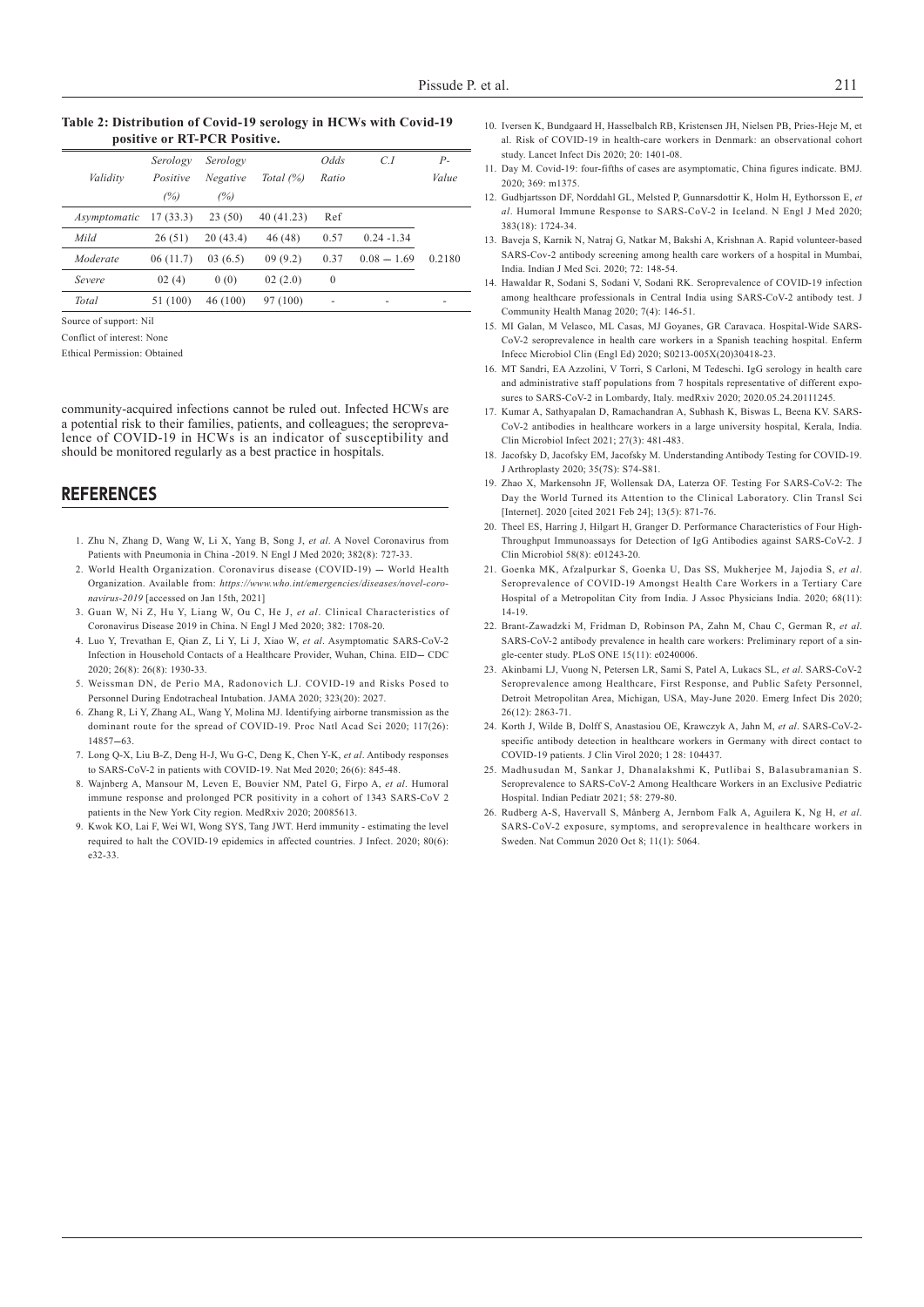**Table 2: Distribution of Covid-19 serology in HCWs with Covid-19 positive or RT-PCR Positive.**

| *Validity* | *Serology Positive (%)* | *Serology Negative (%)* | *Total (%)* | *Odds Ratio* | *C.I* | *P-Value* |
|---|---|---|---|---|---|---|
| *Asymptomatic* | 17 (33.3) | 23 (50) | 40 (41.23) | Ref | | |
| *Mild* | 26 (51) | 20 (43.4) | 46 (48) | 0.57 | 0.24 -1.34 | |
| *Moderate* | 06 (11.7) | 03 (6.5) | 09 (9.2) | 0.37 | 0.08 – 1.69 | 0.2180 |
| *Severe* | 02 (4) | 0 (0) | 02 (2.0) | 0 | | |
| *Total* | 51 (100) | 46 (100) | 97 (100) | - | - | - |

Source of support: Nil

Conflict of interest: None

Ethical Permission: Obtained

community-acquired infections cannot be ruled out. Infected HCWs are a potential risk to their families, patients, and colleagues; the seroprevalence of COVID-19 in HCWs is an indicator of susceptibility and should be monitored regularly as a best practice in hospitals.

## REFERENCES

1. Zhu N, Zhang D, Wang W, Li X, Yang B, Song J, *et al*. A Novel Coronavirus from Patients with Pneumonia in China -2019. N Engl J Med 2020; 382(8): 727-33.
2. World Health Organization. Coronavirus disease (COVID-19) — World Health Organization. Available from: *https://www.who.int/emergencies/diseases/novel-coronavirus-2019* [accessed on Jan 15th, 2021]
3. Guan W, Ni Z, Hu Y, Liang W, Ou C, He J, *et al*. Clinical Characteristics of Coronavirus Disease 2019 in China. N Engl J Med 2020; 382: 1708-20.
4. Luo Y, Trevathan E, Qian Z, Li Y, Li J, Xiao W, *et al*. Asymptomatic SARS-CoV-2 Infection in Household Contacts of a Healthcare Provider, Wuhan, China. EID— CDC 2020; 26(8): 26(8): 1930-33.
5. Weissman DN, de Perio MA, Radonovich LJ. COVID-19 and Risks Posed to Personnel During Endotracheal Intubation. JAMA 2020; 323(20): 2027.
6. Zhang R, Li Y, Zhang AL, Wang Y, Molina MJ. Identifying airborne transmission as the dominant route for the spread of COVID-19. Proc Natl Acad Sci 2020; 117(26): 14857—63.
7. Long Q-X, Liu B-Z, Deng H-J, Wu G-C, Deng K, Chen Y-K, *et al*. Antibody responses to SARS-CoV-2 in patients with COVID-19. Nat Med 2020; 26(6): 845-48.
8. Wajnberg A, Mansour M, Leven E, Bouvier NM, Patel G, Firpo A, *et al*. Humoral immune response and prolonged PCR positivity in a cohort of 1343 SARS-CoV 2 patients in the New York City region. MedRxiv 2020; 20085613.
9. Kwok KO, Lai F, Wei WI, Wong SYS, Tang JWT. Herd immunity - estimating the level required to halt the COVID-19 epidemics in affected countries. J Infect. 2020; 80(6): e32-33.
10. Iversen K, Bundgaard H, Hasselbalch RB, Kristensen JH, Nielsen PB, Pries-Heje M, et al. Risk of COVID-19 in health-care workers in Denmark: an observational cohort study. Lancet Infect Dis 2020; 20: 1401-08.
11. Day M. Covid-19: four-fifths of cases are asymptomatic, China figures indicate. BMJ. 2020; 369: m1375.
12. Gudbjartsson DF, Norddahl GL, Melsted P, Gunnarsdottir K, Holm H, Eythorsson E, *et al*. Humoral Immune Response to SARS-CoV-2 in Iceland. N Engl J Med 2020; 383(18): 1724-34.
13. Baveja S, Karnik N, Natraj G, Natkar M, Bakshi A, Krishnan A. Rapid volunteer-based SARS-Cov-2 antibody screening among health care workers of a hospital in Mumbai, India. Indian J Med Sci. 2020; 72: 148-54.
14. Hawaldar R, Sodani S, Sodani V, Sodani RK. Seroprevalence of COVID-19 infection among healthcare professionals in Central India using SARS-CoV-2 antibody test. J Community Health Manag 2020; 7(4): 146-51.
15. MI Galan, M Velasco, ML Casas, MJ Goyanes, GR Caravaca. Hospital-Wide SARS-CoV-2 seroprevalence in health care workers in a Spanish teaching hospital. Enferm Infecc Microbiol Clin (Engl Ed) 2020; S0213-005X(20)30418-23.
16. MT Sandri, EA Azzolini, V Torri, S Carloni, M Tedeschi. IgG serology in health care and administrative staff populations from 7 hospitals representative of different exposures to SARS-CoV-2 in Lombardy, Italy. medRxiv 2020; 2020.05.24.20111245.
17. Kumar A, Sathyapalan D, Ramachandran A, Subhash K, Biswas L, Beena KV. SARS-CoV-2 antibodies in healthcare workers in a large university hospital, Kerala, India. Clin Microbiol Infect 2021; 27(3): 481-483.
18. Jacofsky D, Jacofsky EM, Jacofsky M. Understanding Antibody Testing for COVID-19. J Arthroplasty 2020; 35(7S): S74-S81.
19. Zhao X, Markensohn JF, Wollensak DA, Laterza OF. Testing For SARS-CoV-2: The Day the World Turned its Attention to the Clinical Laboratory. Clin Transl Sci [Internet]. 2020 [cited 2021 Feb 24]; 13(5): 871-76.
20. Theel ES, Harring J, Hilgart H, Granger D. Performance Characteristics of Four High-Throughput Immunoassays for Detection of IgG Antibodies against SARS-CoV-2. J Clin Microbiol 58(8): e01243-20.
21. Goenka MK, Afzalpurkar S, Goenka U, Das SS, Mukherjee M, Jajodia S, *et al*. Seroprevalence of COVID-19 Amongst Health Care Workers in a Tertiary Care Hospital of a Metropolitan City from India. J Assoc Physicians India. 2020; 68(11): 14-19.
22. Brant-Zawadzki M, Fridman D, Robinson PA, Zahn M, Chau C, German R, *et al*. SARS-CoV-2 antibody prevalence in health care workers: Preliminary report of a single-center study. PLoS ONE 15(11): e0240006.
23. Akinbami LJ, Vuong N, Petersen LR, Sami S, Patel A, Lukacs SL, *et al*. SARS-CoV-2 Seroprevalence among Healthcare, First Response, and Public Safety Personnel, Detroit Metropolitan Area, Michigan, USA, May-June 2020. Emerg Infect Dis 2020; 26(12): 2863-71.
24. Korth J, Wilde B, Dolff S, Anastasiou OE, Krawczyk A, Jahn M, *et al*. SARS-CoV-2-specific antibody detection in healthcare workers in Germany with direct contact to COVID-19 patients. J Clin Virol 2020; 1 28: 104437.
25. Madhusudan M, Sankar J, Dhanalakshmi K, Putlibai S, Balasubramanian S. Seroprevalence to SARS-CoV-2 Among Healthcare Workers in an Exclusive Pediatric Hospital. Indian Pediatr 2021; 58: 279-80.
26. Rudberg A-S, Havervall S, Månberg A, Jernbom Falk A, Aguilera K, Ng H, *et al*. SARS-CoV-2 exposure, symptoms, and seroprevalence in healthcare workers in Sweden. Nat Commun 2020 Oct 8; 11(1): 5064.